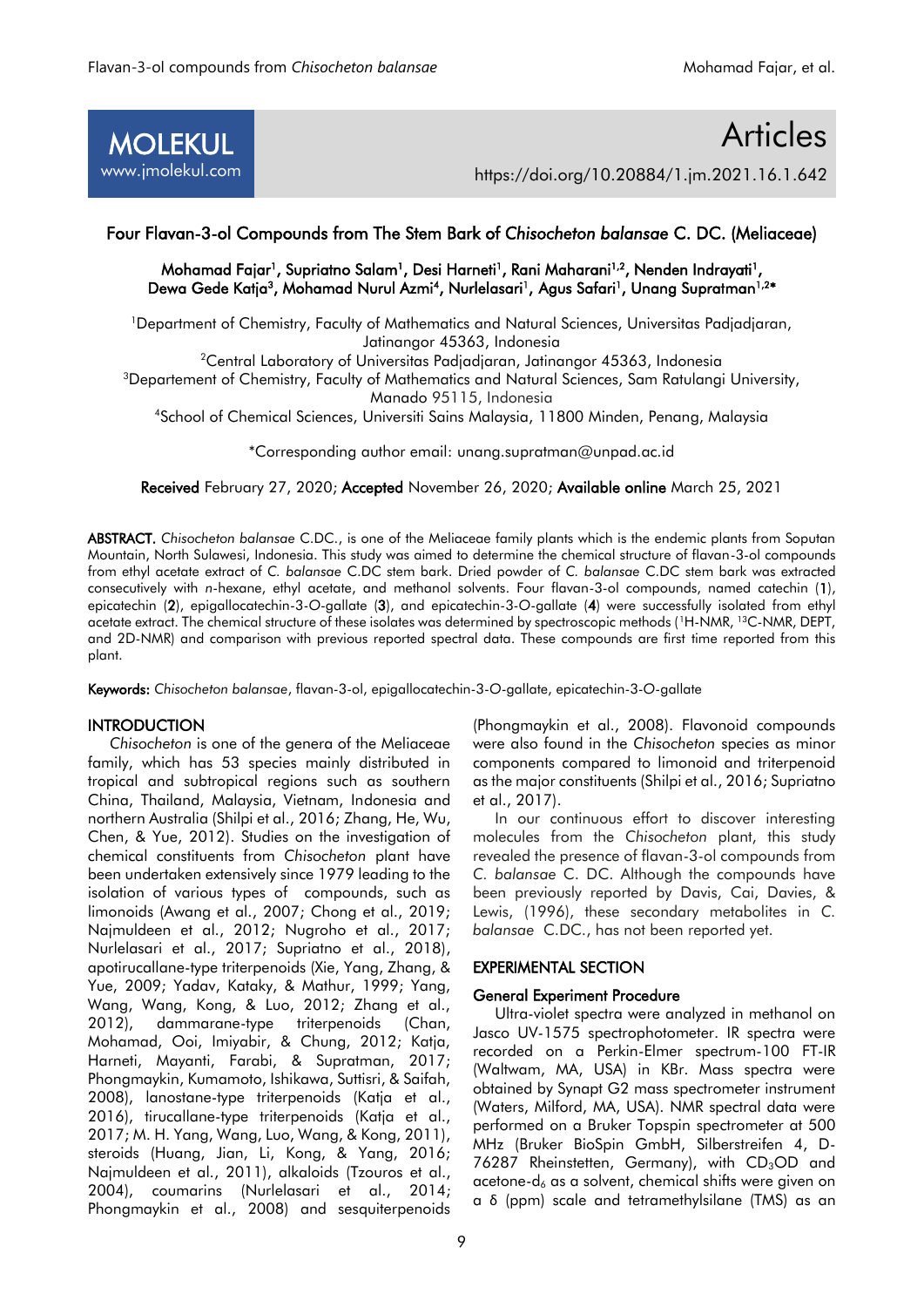MOLEKUL
www.jmolekul.com

Articles

https://doi.org/10.20884/1.jm.2021.16.1.642

# Four Flavan-3-ol Compounds from The Stem Bark of *Chisocheton balansae* C. DC. (Meliaceae)

**Mohamad Fajar[1], Supriatno Salam[1], Desi Harneti[1], Rani Maharani[1,2], Nenden Indrayati[1], Dewa Gede Katja[3], Mohamad Nurul Azmi[4], Nurlelasari[1], Agus Safari[1], Unang Supratman[1,2]***

[1]Department of Chemistry, Faculty of Mathematics and Natural Sciences, Universitas Padjadjaran, Jatinangor 45363, Indonesia

[2]Central Laboratory of Universitas Padjadjaran, Jatinangor 45363, Indonesia

[3]Departement of Chemistry, Faculty of Mathematics and Natural Sciences, Sam Ratulangi University, Manado 95115, Indonesia

[4]School of Chemical Sciences, Universiti Sains Malaysia, 11800 Minden, Penang, Malaysia

*Corresponding author email: unang.supratman@unpad.ac.id

**Received** February 27, 2020; **Accepted** November 26, 2020; **Available online** March 25, 2021

**ABSTRACT.** *Chisocheton balansae* C.DC., is one of the Meliaceae family plants which is the endemic plants from Soputan Mountain, North Sulawesi, Indonesia. This study was aimed to determine the chemical structure of flavan-3-ol compounds from ethyl acetate extract of *C. balansae* C.DC stem bark. Dried powder of *C. balansae* C.DC stem bark was extracted consecutively with *n*-hexane, ethyl acetate, and methanol solvents. Four flavan-3-ol compounds, named catechin (**1**), epicatechin (**2**), epigallocatechin-3-*O*-gallate (**3**), and epicatechin-3-*O*-gallate (**4**) were successfully isolated from ethyl acetate extract. The chemical structure of these isolates was determined by spectroscopic methods ($^1$H-NMR, $^{13}$C-NMR, DEPT, and 2D-NMR) and comparison with previous reported spectral data. These compounds are first time reported from this plant.

**Keywords:** *Chisocheton balansae*, flavan-3-ol, epigallocatechin-3-*O*-gallate, epicatechin-3-*O*-gallate

## INTRODUCTION

*Chisocheton* is one of the genera of the Meliaceae family, which has 53 species mainly distributed in tropical and subtropical regions such as southern China, Thailand, Malaysia, Vietnam, Indonesia and northern Australia (Shilpi et al., 2016; Zhang, He, Wu, Chen, & Yue, 2012). Studies on the investigation of chemical constituents from *Chisocheton* plant have been undertaken extensively since 1979 leading to the isolation of various types of compounds, such as limonoids (Awang et al., 2007; Chong et al., 2019; Najmuldeen et al., 2012; Nugroho et al., 2017; Nurlelasari et al., 2017; Supriatno et al., 2018), apotirucallane-type triterpenoids (Xie, Yang, Zhang, & Yue, 2009; Yadav, Kataky, & Mathur, 1999; Yang, Wang, Wang, Kong, & Luo, 2012; Zhang et al., 2012), dammarane-type triterpenoids (Chan, Mohamad, Ooi, Imiyabir, & Chung, 2012; Katja, Harneti, Mayanti, Farabi, & Supratman, 2017; Phongmaykin, Kumamoto, Ishikawa, Suttisri, & Saifah, 2008), lanostane-type triterpenoids (Katja et al., 2016), tirucallane-type triterpenoids (Katja et al., 2017; M. H. Yang, Wang, Luo, Wang, & Kong, 2011), steroids (Huang, Jian, Li, Kong, & Yang, 2016; Najmuldeen et al., 2011), alkaloids (Tzouros et al., 2004), coumarins (Nurlelasari et al., 2014; Phongmaykin et al., 2008) and sesquiterpenoids (Phongmaykin et al., 2008). Flavonoid compounds were also found in the *Chisocheton* species as minor components compared to limonoid and triterpenoid as the major constituents (Shilpi et al., 2016; Supriatno et al., 2017).

In our continuous effort to discover interesting molecules from the *Chisocheton* plant, this study revealed the presence of flavan-3-ol compounds from *C. balansae* C. DC. Although the compounds have been previously reported by Davis, Cai, Davies, & Lewis, (1996), these secondary metabolites in *C. balansae* C.DC., has not been reported yet.

## EXPERIMENTAL SECTION

### General Experiment Procedure

Ultra-violet spectra were analyzed in methanol on Jasco UV-1575 spectrophotometer. IR spectra were recorded on a Perkin-Elmer spectrum-100 FT-IR (Waltwam, MA, USA) in KBr. Mass spectra were obtained by Synapt G2 mass spectrometer instrument (Waters, Milford, MA, USA). NMR spectral data were performed on a Bruker Topspin spectrometer at 500 MHz (Bruker BioSpin GmbH, Silberstreifen 4, D-76287 Rheinstetten, Germany), with $CD_3OD$ and acetone-$d_6$ as a solvent, chemical shifts were given on a δ (ppm) scale and tetramethylsilane (TMS) as an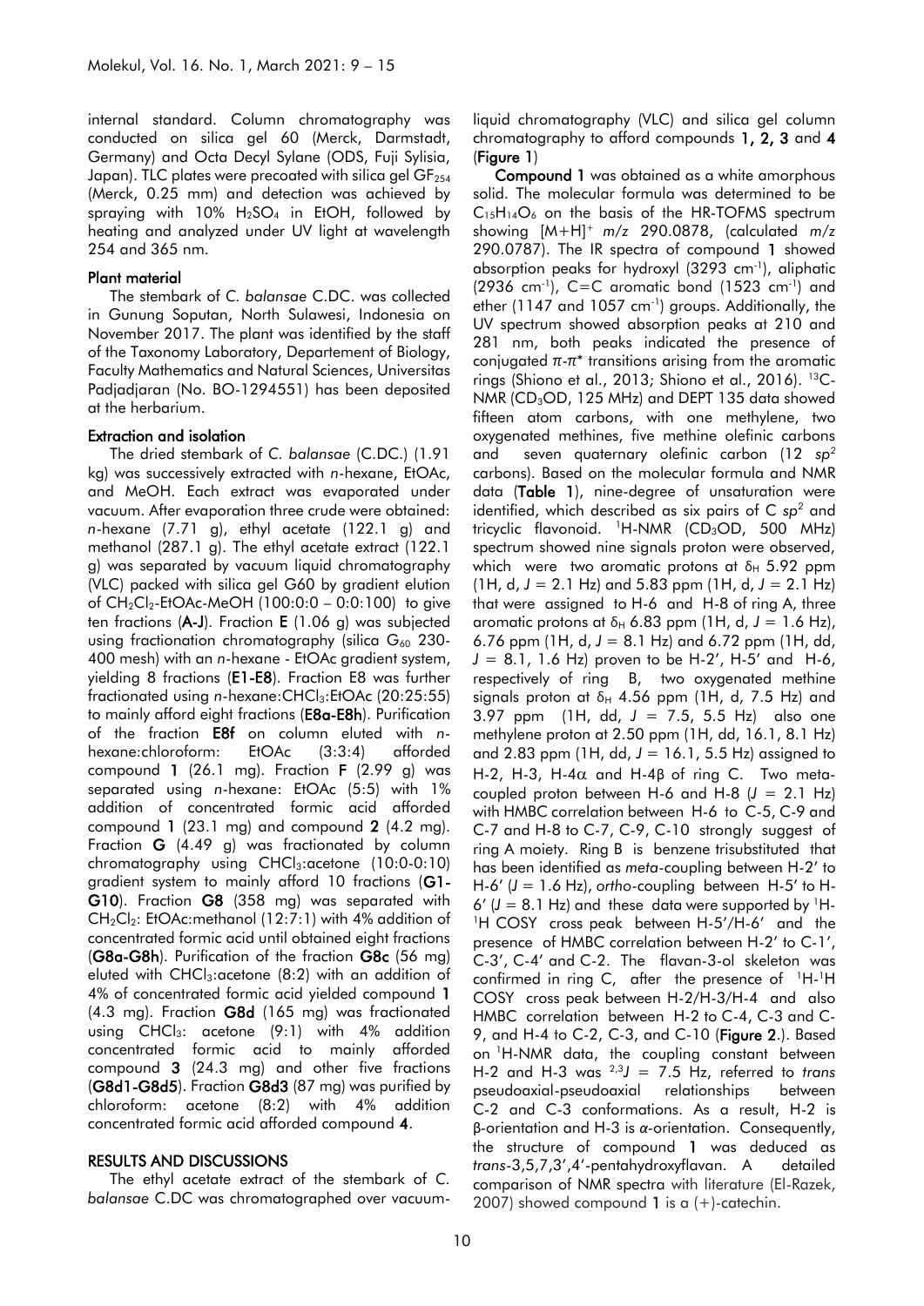internal standard. Column chromatography was conducted on silica gel 60 (Merck, Darmstadt, Germany) and Octa Decyl Sylane (ODS, Fuji Sylisia, Japan). TLC plates were precoated with silica gel $GF_{254}$ (Merck, 0.25 mm) and detection was achieved by spraying with 10% $H_2SO_4$ in EtOH, followed by heating and analyzed under UV light at wavelength 254 and 365 nm.

### Plant material

The stembark of *C. balansae* C.DC. was collected in Gunung Soputan, North Sulawesi, Indonesia on November 2017. The plant was identified by the staff of the Taxonomy Laboratory, Departement of Biology, Faculty Mathematics and Natural Sciences, Universitas Padjadjaran (No. BO-1294551) has been deposited at the herbarium.

### Extraction and isolation

The dried stembark of *C. balansae* (C.DC.) (1.91 kg) was successively extracted with *n*-hexane, EtOAc, and MeOH. Each extract was evaporated under vacuum. After evaporation three crude were obtained: *n*-hexane (7.71 g), ethyl acetate (122.1 g) and methanol (287.1 g). The ethyl acetate extract (122.1 g) was separated by vacuum liquid chromatography (VLC) packed with silica gel G60 by gradient elution of $CH_2Cl_2$-EtOAc-MeOH (100:0:0 – 0:0:100) to give ten fractions (**A-J**). Fraction **E** (1.06 g) was subjected using fractionation chromatography (silica $G_{60}$ 230-400 mesh) with an *n*-hexane - EtOAc gradient system, yielding 8 fractions (**E1-E8**). Fraction E8 was further fractionated using *n*-hexane:$CHCl_3$:EtOAc (20:25:55) to mainly afford eight fractions (**E8a-E8h**). Purification of the fraction **E8f** on column eluted with *n*-hexane:chloroform: EtOAc (3:3:4) afforded compound **1** (26.1 mg). Fraction **F** (2.99 g) was separated using *n*-hexane: EtOAc (5:5) with 1% addition of concentrated formic acid afforded compound **1** (23.1 mg) and compound **2** (4.2 mg). Fraction **G** (4.49 g) was fractionated by column chromatography using $CHCl_3$:acetone (10:0-0:10) gradient system to mainly afford 10 fractions (**G1-G10**). Fraction **G8** (358 mg) was separated with $CH_2Cl_2$: EtOAc:methanol (12:7:1) with 4% addition of concentrated formic acid until obtained eight fractions (**G8a-G8h**). Purification of the fraction **G8c** (56 mg) eluted with $CHCl_3$:acetone (8:2) with an addition of 4% of concentrated formic acid yielded compound **1** (4.3 mg). Fraction **G8d** (165 mg) was fractionated using $CHCl_3$: acetone (9:1) with 4% addition concentrated formic acid to mainly afforded compound **3** (24.3 mg) and other five fractions (**G8d1-G8d5**). Fraction **G8d3** (87 mg) was purified by chloroform: acetone (8:2) with 4% addition concentrated formic acid afforded compound **4**.

## RESULTS AND DISCUSSIONS

The ethyl acetate extract of the stembark of *C. balansae* C.DC was chromatographed over vacuum-liquid chromatography (VLC) and silica gel column chromatography to afford compounds **1, 2, 3** and **4** (**Figure 1**)

**Compound 1** was obtained as a white amorphous solid. The molecular formula was determined to be $C_{15}H_{14}O_6$ on the basis of the HR-TOFMS spectrum showing $[M+H]^+$ *m/z* 290.0878, (calculated *m/z* 290.0787). The IR spectra of compound **1** showed absorption peaks for hydroxyl (3293 $cm^{-1}$), aliphatic (2936 $cm^{-1}$), C=C aromatic bond (1523 $cm^{-1}$) and ether (1147 and 1057 $cm^{-1}$) groups. Additionally, the UV spectrum showed absorption peaks at 210 and 281 nm, both peaks indicated the presence of conjugated $\pi$-$\pi^*$ transitions arising from the aromatic rings (Shiono et al., 2013; Shiono et al., 2016). $^{13}C$-NMR ($CD_3OD$, 125 MHz) and DEPT 135 data showed fifteen atom carbons, with one methylene, two oxygenated methines, five methine olefinic carbons and seven quaternary olefinic carbon (12 $sp^2$ carbons). Based on the molecular formula and NMR data (**Table 1**), nine-degree of unsaturation were identified, which described as six pairs of C $sp^2$ and tricyclic flavonoid. $^1H$-NMR ($CD_3OD$, 500 MHz) spectrum showed nine signals proton were observed, which were two aromatic protons at $\delta_H$ 5.92 ppm (1H, d, $J$ = 2.1 Hz) and 5.83 ppm (1H, d, $J$ = 2.1 Hz) that were assigned to H-6 and H-8 of ring A, three aromatic protons at $\delta_H$ 6.83 ppm (1H, d, $J$ = 1.6 Hz), 6.76 ppm (1H, d, $J$ = 8.1 Hz) and 6.72 ppm (1H, dd, $J$ = 8.1, 1.6 Hz) proven to be H-2′, H-5′ and H-6, respectively of ring B, two oxygenated methine signals proton at $\delta_H$ 4.56 ppm (1H, d, 7.5 Hz) and 3.97 ppm (1H, dd, $J$ = 7.5, 5.5 Hz) also one methylene proton at 2.50 ppm (1H, dd, 16.1, 8.1 Hz) and 2.83 ppm (1H, dd, $J$ = 16.1, 5.5 Hz) assigned to H-2, H-3, H-4$\alpha$ and H-4$\beta$ of ring C. Two meta-coupled proton between H-6 and H-8 ($J$ = 2.1 Hz) with HMBC correlation between H-6 to C-5, C-9 and C-7 and H-8 to C-7, C-9, C-10 strongly suggest of ring A moiety. Ring B is benzene trisubstituted that has been identified as *meta*-coupling between H-2′ to H-6′ ($J$ = 1.6 Hz), *ortho*-coupling between H-5′ to H-6′ ($J$ = 8.1 Hz) and these data were supported by $^1H$-$^1H$ COSY cross peak between H-5′/H-6′ and the presence of HMBC correlation between H-2′ to C-1′, C-3′, C-4′ and C-2. The flavan-3-ol skeleton was confirmed in ring C, after the presence of $^1H$-$^1H$ COSY cross peak between H-2/H-3/H-4 and also HMBC correlation between H-2 to C-4, C-3 and C-9, and H-4 to C-2, C-3, and C-10 (**Figure 2**.). Based on $^1H$-NMR data, the coupling constant between H-2 and H-3 was $^{2,3}J$ = 7.5 Hz, referred to *trans* pseudoaxial-pseudoaxial relationships between C-2 and C-3 conformations. As a result, H-2 is β-orientation and H-3 is α-orientation. Consequently, the structure of compound **1** was deduced as *trans*-3,5,7,3′,4′-pentahydroxyflavan. A detailed comparison of NMR spectra with literature (El-Razek, 2007) showed compound **1** is a (+)-catechin.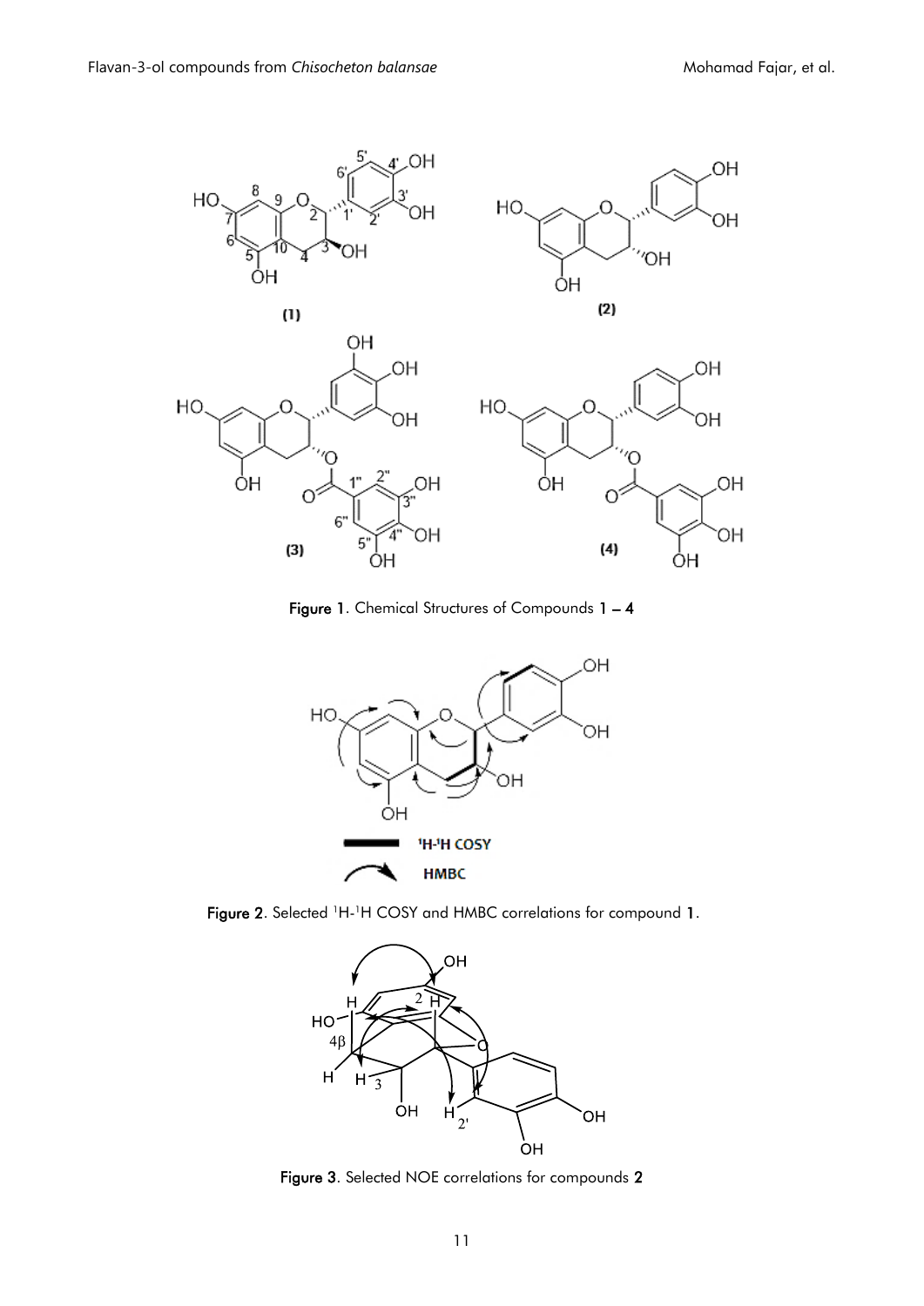Figure 1. Chemical Structures of Compounds 1 – 4

Figure 2. Selected $^{1}H$-$^{1}H$ COSY and HMBC correlations for compound 1.

Figure 3. Selected NOE correlations for compounds 2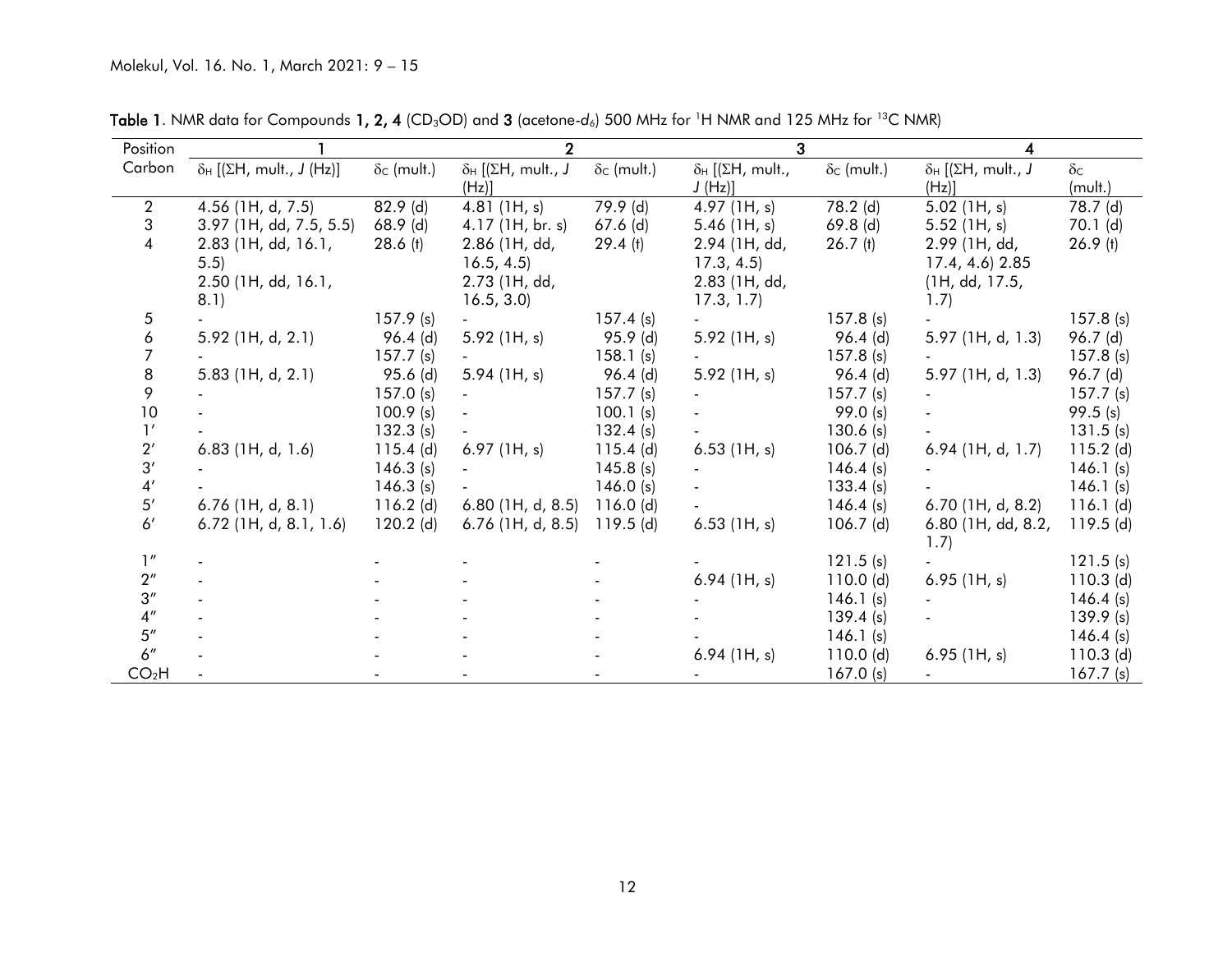**Table 1**. NMR data for Compounds **1, 2, 4** ($CD_3OD$) and **3** (acetone-$d_6$) 500 MHz for $^1$H NMR and 125 MHz for $^{13}$C NMR)

| Position Carbon | **1** | | **2** | | **3** | | **4** | |
|---|---|---|---|---|---|---|---|---|
| | $\delta_H$ [(ΣH, mult., *J* (Hz)] | $\delta_C$ (mult.) | $\delta_H$ [(ΣH, mult., *J* (Hz)] | $\delta_C$ (mult.) | $\delta_H$ [(ΣH, mult., *J* (Hz)] | $\delta_C$ (mult.) | $\delta_H$ [(ΣH, mult., *J* (Hz)] | $\delta_C$ (mult.) |
| 2 | 4.56 (1H, d, 7.5) | 82.9 (d) | 4.81 (1H, s) | 79.9 (d) | 4.97 (1H, s) | 78.2 (d) | 5.02 (1H, s) | 78.7 (d) |
| 3 | 3.97 (1H, dd, 7.5, 5.5) | 68.9 (d) | 4.17 (1H, br. s) | 67.6 (d) | 5.46 (1H, s) | 69.8 (d) | 5.52 (1H, s) | 70.1 (d) |
| 4 | 2.83 (1H, dd, 16.1, 5.5) 2.50 (1H, dd, 16.1, 8.1) | 28.6 (t) | 2.86 (1H, dd, 16.5, 4.5) 2.73 (1H, dd, 16.5, 3.0) | 29.4 (t) | 2.94 (1H, dd, 17.3, 4.5) 2.83 (1H, dd, 17.3, 1.7) | 26.7 (t) | 2.99 (1H, dd, 17.4, 4.6) 2.85 (1H, dd, 17.5, 1.7) | 26.9 (t) |
| 5 | - | 157.9 (s) | - | 157.4 (s) | - | 157.8 (s) | - | 157.8 (s) |
| 6 | 5.92 (1H, d, 2.1) | 96.4 (d) | 5.92 (1H, s) | 95.9 (d) | 5.92 (1H, s) | 96.4 (d) | 5.97 (1H, d, 1.3) | 96.7 (d) |
| 7 | - | 157.7 (s) | - | 158.1 (s) | - | 157.8 (s) | - | 157.8 (s) |
| 8 | 5.83 (1H, d, 2.1) | 95.6 (d) | 5.94 (1H, s) | 96.4 (d) | 5.92 (1H, s) | 96.4 (d) | 5.97 (1H, d, 1.3) | 96.7 (d) |
| 9 | - | 157.0 (s) | - | 157.7 (s) | - | 157.7 (s) | - | 157.7 (s) |
| 10 | - | 100.9 (s) | - | 100.1 (s) | - | 99.0 (s) | - | 99.5 (s) |
| 1′ | - | 132.3 (s) | - | 132.4 (s) | - | 130.6 (s) | - | 131.5 (s) |
| 2′ | 6.83 (1H, d, 1.6) | 115.4 (d) | 6.97 (1H, s) | 115.4 (d) | 6.53 (1H, s) | 106.7 (d) | 6.94 (1H, d, 1.7) | 115.2 (d) |
| 3′ | - | 146.3 (s) | - | 145.8 (s) | - | 146.4 (s) | - | 146.1 (s) |
| 4′ | - | 146.3 (s) | - | 146.0 (s) | - | 133.4 (s) | - | 146.1 (s) |
| 5′ | 6.76 (1H, d, 8.1) | 116.2 (d) | 6.80 (1H, d, 8.5) | 116.0 (d) | - | 146.4 (s) | 6.70 (1H, d, 8.2) | 116.1 (d) |
| 6′ | 6.72 (1H, d, 8.1, 1.6) | 120.2 (d) | 6.76 (1H, d, 8.5) | 119.5 (d) | 6.53 (1H, s) | 106.7 (d) | 6.80 (1H, dd, 8.2, 1.7) | 119.5 (d) |
| 1″ | - | - | - | - | - | 121.5 (s) | - | 121.5 (s) |
| 2″ | - | - | - | - | 6.94 (1H, s) | 110.0 (d) | 6.95 (1H, s) | 110.3 (d) |
| 3″ | - | - | - | - | - | 146.1 (s) | - | 146.4 (s) |
| 4″ | - | - | - | - | - | 139.4 (s) | - | 139.9 (s) |
| 5″ | - | - | - | - | - | 146.1 (s) | | 146.4 (s) |
| 6″ | - | - | - | - | 6.94 (1H, s) | 110.0 (d) | 6.95 (1H, s) | 110.3 (d) |
| $CO_2H$ | - | - | - | - | - | 167.0 (s) | - | 167.7 (s) |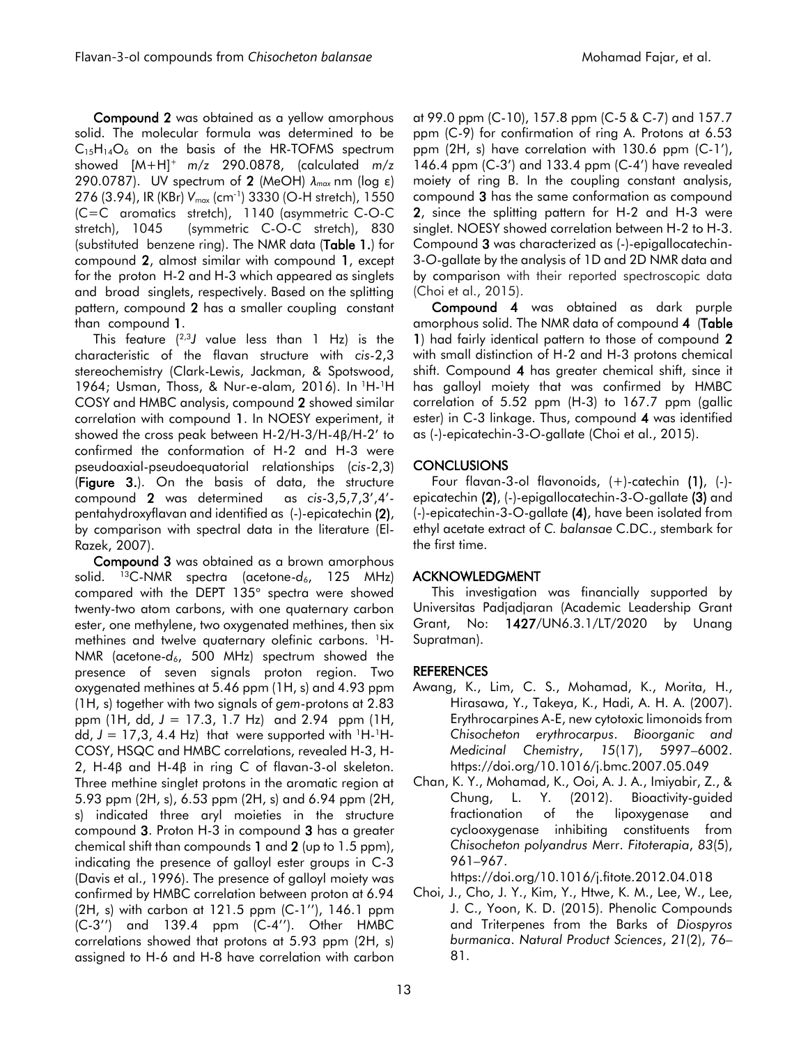**Compound 2** was obtained as a yellow amorphous solid. The molecular formula was determined to be $C_{15}H_{14}O_6$ on the basis of the HR-TOFMS spectrum showed $[M+H]^+$ *m/z* 290.0878, (calculated *m/z* 290.0787). UV spectrum of **2** (MeOH) $\lambda_{max}$ nm (log ε) 276 (3.94), IR (KBr) $V_{max}$ (cm$^{-1}$) 3330 (O-H stretch), 1550 (C=C aromatics stretch), 1140 (asymmetric C-O-C stretch), 1045 (symmetric C-O-C stretch), 830 (substituted benzene ring). The NMR data (**Table 1.**) for compound **2**, almost similar with compound **1**, except for the proton H-2 and H-3 which appeared as singlets and broad singlets, respectively. Based on the splitting pattern, compound **2** has a smaller coupling constant than compound **1**.

This feature ($^{2,3}J$ value less than 1 Hz) is the characteristic of the flavan structure with *cis*-2,3 stereochemistry (Clark-Lewis, Jackman, & Spotswood, 1964; Usman, Thoss, & Nur-e-alam, 2016). In $^1$H-$^1$H COSY and HMBC analysis, compound **2** showed similar correlation with compound **1**. In NOESY experiment, it showed the cross peak between H-2/H-3/H-4β/H-2′ to confirmed the conformation of H-2 and H-3 were pseudoaxial-pseudoequatorial relationships (*cis*-2,3) (**Figure 3.**). On the basis of data, the structure compound **2** was determined as *cis*-3,5,7,3′,4′-pentahydroxyflavan and identified as (-)-epicatechin **(2)**, by comparison with spectral data in the literature (El-Razek, 2007).

**Compound 3** was obtained as a brown amorphous solid. $^{13}$C-NMR spectra (acetone-$d_6$, 125 MHz) compared with the DEPT 135° spectra were showed twenty-two atom carbons, with one quaternary carbon ester, one methylene, two oxygenated methines, then six methines and twelve quaternary olefinic carbons. $^1$H-NMR (acetone-$d_6$, 500 MHz) spectrum showed the presence of seven signals proton region. Two oxygenated methines at 5.46 ppm (1H, s) and 4.93 ppm (1H, s) together with two signals of *gem*-protons at 2.83 ppm (1H, dd, $J$ = 17.3, 1.7 Hz) and 2.94 ppm (1H, dd, $J$ = 17,3, 4.4 Hz) that were supported with $^1$H-$^1$H-COSY, HSQC and HMBC correlations, revealed H-3, H-2, H-4β and H-4β in ring C of flavan-3-ol skeleton. Three methine singlet protons in the aromatic region at 5.93 ppm (2H, s), 6.53 ppm (2H, s) and 6.94 ppm (2H, s) indicated three aryl moieties in the structure compound **3**. Proton H-3 in compound **3** has a greater chemical shift than compounds **1** and **2** (up to 1.5 ppm), indicating the presence of galloyl ester groups in C-3 (Davis et al., 1996). The presence of galloyl moiety was confirmed by HMBC correlation between proton at 6.94 (2H, s) with carbon at 121.5 ppm (C-1′′), 146.1 ppm (C-3′′) and 139.4 ppm (C-4′′). Other HMBC correlations showed that protons at 5.93 ppm (2H, s) assigned to H-6 and H-8 have correlation with carbon at 99.0 ppm (C-10), 157.8 ppm (C-5 & C-7) and 157.7 ppm (C-9) for confirmation of ring A. Protons at 6.53 ppm (2H, s) have correlation with 130.6 ppm (C-1′), 146.4 ppm (C-3′) and 133.4 ppm (C-4′) have revealed moiety of ring B. In the coupling constant analysis, compound **3** has the same conformation as compound **2**, since the splitting pattern for H-2 and H-3 were singlet. NOESY showed correlation between H-2 to H-3. Compound **3** was characterized as (-)-epigallocatechin-3-O-gallate by the analysis of 1D and 2D NMR data and by comparison with their reported spectroscopic data (Choi et al., 2015).

**Compound 4** was obtained as dark purple amorphous solid. The NMR data of compound **4** (**Table 1**) had fairly identical pattern to those of compound **2** with small distinction of H-2 and H-3 protons chemical shift. Compound **4** has greater chemical shift, since it has galloyl moiety that was confirmed by HMBC correlation of 5.52 ppm (H-3) to 167.7 ppm (gallic ester) in C-3 linkage. Thus, compound **4** was identified as (-)-epicatechin-3-O-gallate (Choi et al., 2015).

## CONCLUSIONS

Four flavan-3-ol flavonoids, (+)-catechin **(1)**, (-)-epicatechin **(2)**, (-)-epigallocatechin-3-O-gallate **(3)** and (-)-epicatechin-3-O-gallate **(4)**, have been isolated from ethyl acetate extract of *C. balansae* C.DC., stembark for the first time.

## ACKNOWLEDGMENT

This investigation was financially supported by Universitas Padjadjaran (Academic Leadership Grant Grant, No: **1427**/UN6.3.1/LT/2020 by Unang Supratman).

## REFERENCES

Awang, K., Lim, C. S., Mohamad, K., Morita, H., Hirasawa, Y., Takeya, K., Hadi, A. H. A. (2007). Erythrocarpines A-E, new cytotoxic limonoids from *Chisocheton erythrocarpus*. *Bioorganic and Medicinal Chemistry*, *15*(17), 5997–6002. https://doi.org/10.1016/j.bmc.2007.05.049

Chan, K. Y., Mohamad, K., Ooi, A. J. A., Imiyabir, Z., & Chung, L. Y. (2012). Bioactivity-guided fractionation of the lipoxygenase and cyclooxygenase inhibiting constituents from *Chisocheton polyandrus* Merr. *Fitoterapia*, *83*(5), 961–967. https://doi.org/10.1016/j.fitote.2012.04.018

Choi, J., Cho, J. Y., Kim, Y., Htwe, K. M., Lee, W., Lee, J. C., Yoon, K. D. (2015). Phenolic Compounds and Triterpenes from the Barks of *Diospyros burmanica*. *Natural Product Sciences*, *21*(2), 76–81.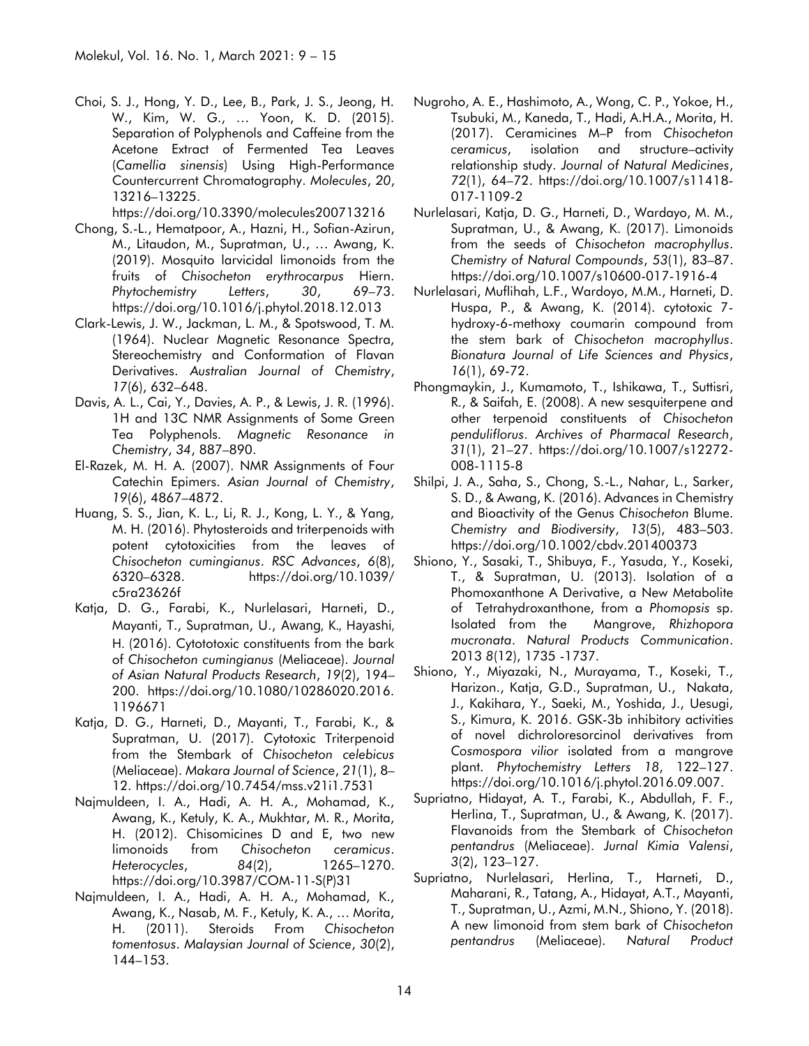Choi, S. J., Hong, Y. D., Lee, B., Park, J. S., Jeong, H. W., Kim, W. G., … Yoon, K. D. (2015). Separation of Polyphenols and Caffeine from the Acetone Extract of Fermented Tea Leaves (*Camellia sinensis*) Using High-Performance Countercurrent Chromatography. *Molecules*, *20*, 13216–13225. https://doi.org/10.3390/molecules200713216

Chong, S.-L., Hematpoor, A., Hazni, H., Sofian-Azirun, M., Litaudon, M., Supratman, U., … Awang, K. (2019). Mosquito larvicidal limonoids from the fruits of *Chisocheton erythrocarpus* Hiern. *Phytochemistry Letters*, *30*, 69–73. https://doi.org/10.1016/j.phytol.2018.12.013

Clark-Lewis, J. W., Jackman, L. M., & Spotswood, T. M. (1964). Nuclear Magnetic Resonance Spectra, Stereochemistry and Conformation of Flavan Derivatives. *Australian Journal of Chemistry*, *17*(6), 632–648.

Davis, A. L., Cai, Y., Davies, A. P., & Lewis, J. R. (1996). 1H and 13C NMR Assignments of Some Green Tea Polyphenols. *Magnetic Resonance in Chemistry*, *34*, 887–890.

El-Razek, M. H. A. (2007). NMR Assignments of Four Catechin Epimers. *Asian Journal of Chemistry*, *19*(6), 4867–4872.

Huang, S. S., Jian, K. L., Li, R. J., Kong, L. Y., & Yang, M. H. (2016). Phytosteroids and triterpenoids with potent cytotoxicities from the leaves of *Chisocheton cumingianus*. *RSC Advances*, *6*(8), 6320–6328. https://doi.org/10.1039/c5ra23626f

Katja, D. G., Farabi, K., Nurlelasari, Harneti, D., Mayanti, T., Supratman, U., Awang, K., Hayashi, H. (2016). Cytototoxic constituents from the bark of *Chisocheton cumingianus* (Meliaceae). *Journal of Asian Natural Products Research*, *19*(2), 194–200. https://doi.org/10.1080/10286020.2016.1196671

Katja, D. G., Harneti, D., Mayanti, T., Farabi, K., & Supratman, U. (2017). Cytotoxic Triterpenoid from the Stembark of *Chisocheton celebicus* (Meliaceae). *Makara Journal of Science*, *21*(1), 8–12. https://doi.org/10.7454/mss.v21i1.7531

Najmuldeen, I. A., Hadi, A. H. A., Mohamad, K., Awang, K., Ketuly, K. A., Mukhtar, M. R., Morita, H. (2012). Chisomicines D and E, two new limonoids from *Chisocheton ceramicus*. *Heterocycles*, *84*(2), 1265–1270. https://doi.org/10.3987/COM-11-S(P)31

Najmuldeen, I. A., Hadi, A. H. A., Mohamad, K., Awang, K., Nasab, M. F., Ketuly, K. A., … Morita, H. (2011). Steroids From *Chisocheton tomentosus*. *Malaysian Journal of Science*, *30*(2), 144–153.

Nugroho, A. E., Hashimoto, A., Wong, C. P., Yokoe, H., Tsubuki, M., Kaneda, T., Hadi, A.H.A., Morita, H. (2017). Ceramicines M–P from *Chisocheton ceramicus*, isolation and structure–activity relationship study. *Journal of Natural Medicines*, *72*(1), 64–72. https://doi.org/10.1007/s11418-017-1109-2

Nurlelasari, Katja, D. G., Harneti, D., Wardayo, M. M., Supratman, U., & Awang, K. (2017). Limonoids from the seeds of *Chisocheton macrophyllus*. *Chemistry of Natural Compounds*, *53*(1), 83–87. https://doi.org/10.1007/s10600-017-1916-4

Nurlelasari, Muflihah, L.F., Wardoyo, M.M., Harneti, D. Huspa, P., & Awang, K. (2014). cytotoxic 7-hydroxy-6-methoxy coumarin compound from the stem bark of *Chisocheton macrophyllus*. *Bionatura Journal of Life Sciences and Physics*, *16*(1), 69-72.

Phongmaykin, J., Kumamoto, T., Ishikawa, T., Suttisri, R., & Saifah, E. (2008). A new sesquiterpene and other terpenoid constituents of *Chisocheton penduliflorus*. *Archives of Pharmacal Research*, *31*(1), 21–27. https://doi.org/10.1007/s12272-008-1115-8

Shilpi, J. A., Saha, S., Chong, S.-L., Nahar, L., Sarker, S. D., & Awang, K. (2016). Advances in Chemistry and Bioactivity of the Genus *Chisocheton* Blume. *Chemistry and Biodiversity*, *13*(5), 483–503. https://doi.org/10.1002/cbdv.201400373

Shiono, Y., Sasaki, T., Shibuya, F., Yasuda, Y., Koseki, T., & Supratman, U. (2013). Isolation of a Phomoxanthone A Derivative, a New Metabolite of Tetrahydroxanthone, from a *Phomopsis* sp. Isolated from the Mangrove, *Rhizhopora mucronata*. *Natural Products Communication*. 2013 *8*(12), 1735 -1737.

Shiono, Y., Miyazaki, N., Murayama, T., Koseki, T., Harizon., Katja, G.D., Supratman, U., Nakata, J., Kakihara, Y., Saeki, M., Yoshida, J., Uesugi, S., Kimura, K. 2016. GSK-3b inhibitory activities of novel dichroloresorcinol derivatives from *Cosmospora vilior* isolated from a mangrove plant. *Phytochemistry Letters 18*, 122–127. https://doi.org/10.1016/j.phytol.2016.09.007.

Supriatno, Hidayat, A. T., Farabi, K., Abdullah, F. F., Herlina, T., Supratman, U., & Awang, K. (2017). Flavanoids from the Stembark of *Chisocheton pentandrus* (Meliaceae). *Jurnal Kimia Valensi*, *3*(2), 123–127.

Supriatno, Nurlelasari, Herlina, T., Harneti, D., Maharani, R., Tatang, A., Hidayat, A.T., Mayanti, T., Supratman, U., Azmi, M.N., Shiono, Y. (2018). A new limonoid from stem bark of *Chisocheton pentandrus* (Meliaceae). *Natural Product*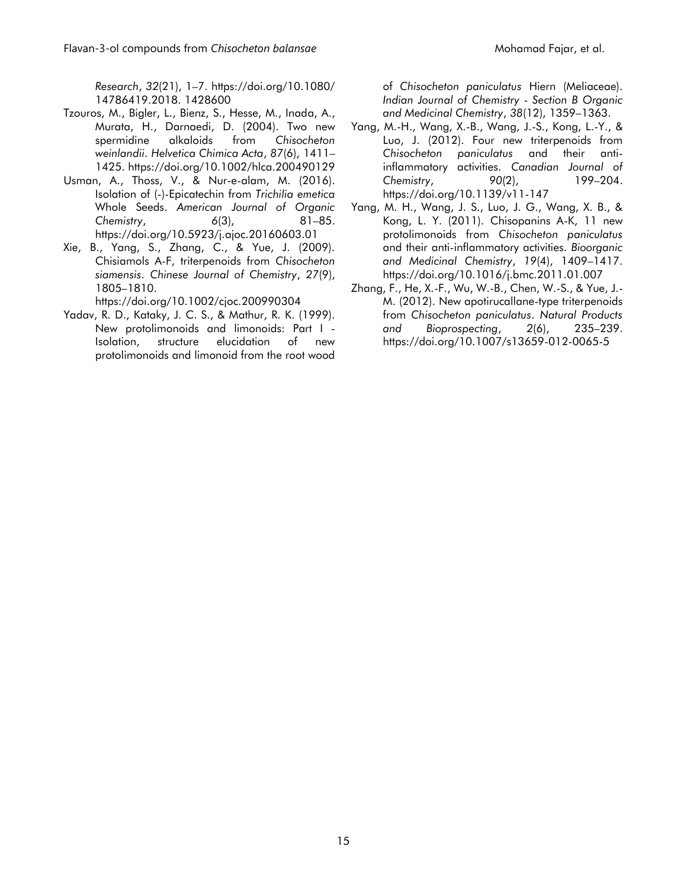*Research*, *32*(21), 1–7. https://doi.org/10.1080/14786419.2018. 1428600

Tzouros, M., Bigler, L., Bienz, S., Hesse, M., Inada, A., Murata, H., Darnaedi, D. (2004). Two new spermidine alkaloids from *Chisocheton weinlandii*. *Helvetica Chimica Acta*, *87*(6), 1411–1425. https://doi.org/10.1002/hlca.200490129

Usman, A., Thoss, V., & Nur-e-alam, M. (2016). Isolation of (-)-Epicatechin from *Trichilia emetica* Whole Seeds. *American Journal of Organic Chemistry*, *6*(3), 81–85. https://doi.org/10.5923/j.ajoc.20160603.01

Xie, B., Yang, S., Zhang, C., & Yue, J. (2009). Chisiamols A-F, triterpenoids from *Chisocheton siamensis*. *Chinese Journal of Chemistry*, *27*(9), 1805–1810. https://doi.org/10.1002/cjoc.200990304

Yadav, R. D., Kataky, J. C. S., & Mathur, R. K. (1999). New protolimonoids and limonoids: Part I - Isolation, structure elucidation of new protolimonoids and limonoid from the root wood of *Chisocheton paniculatus* Hiern (Meliaceae). *Indian Journal of Chemistry - Section B Organic and Medicinal Chemistry*, *38*(12), 1359–1363.

Yang, M.-H., Wang, X.-B., Wang, J.-S., Kong, L.-Y., & Luo, J. (2012). Four new triterpenoids from *Chisocheton paniculatus* and their anti-inflammatory activities. *Canadian Journal of Chemistry*, *90*(2), 199–204. https://doi.org/10.1139/v11-147

Yang, M. H., Wang, J. S., Luo, J. G., Wang, X. B., & Kong, L. Y. (2011). Chisopanins A-K, 11 new protolimonoids from *Chisocheton paniculatus* and their anti-inflammatory activities. *Bioorganic and Medicinal Chemistry*, *19*(4), 1409–1417. https://doi.org/10.1016/j.bmc.2011.01.007

Zhang, F., He, X.-F., Wu, W.-B., Chen, W.-S., & Yue, J.-M. (2012). New apotirucallane-type triterpenoids from *Chisocheton paniculatus*. *Natural Products and Bioprospecting*, *2*(6), 235–239. https://doi.org/10.1007/s13659-012-0065-5